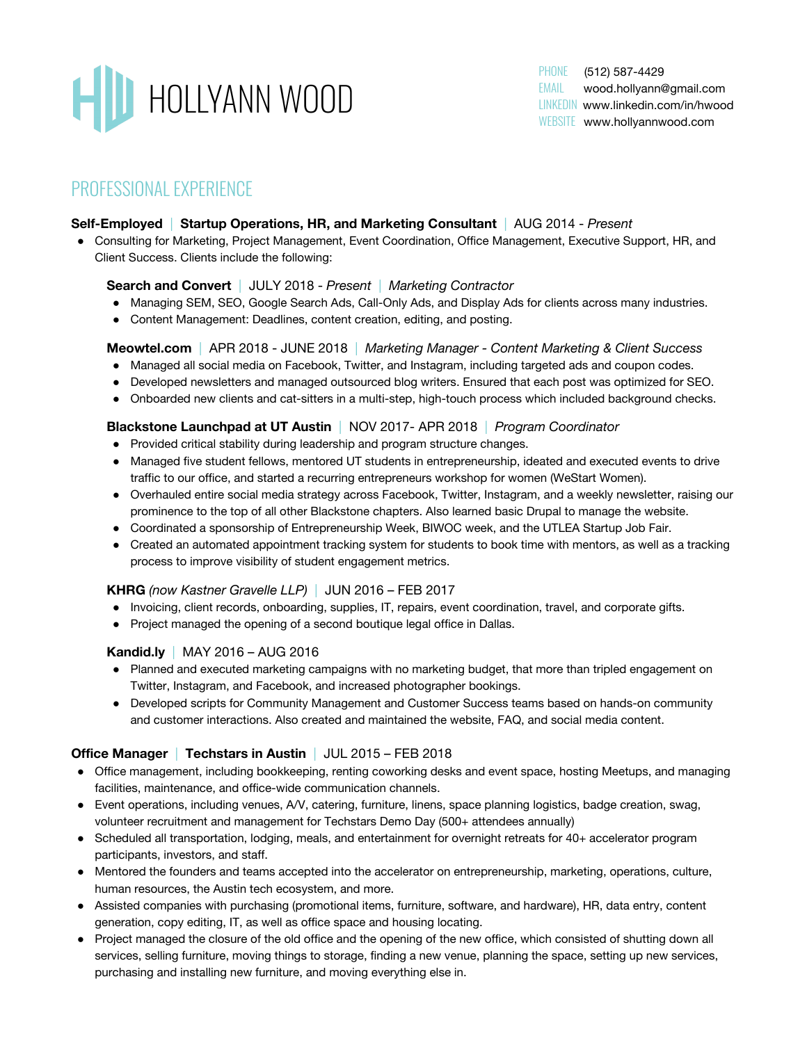# HOLLYANN WOOD

PHONE (512) 587-4429
EMAIL wood.hollyann@gmail.com
LINKEDIN www.linkedin.com/in/hwood
WEBSITE www.hollyannwood.com

## PROFESSIONAL EXPERIENCE

**Self-Employed** | **Startup Operations, HR, and Marketing Consultant** | AUG 2014 - *Present*

- Consulting for Marketing, Project Management, Event Coordination, Office Management, Executive Support, HR, and Client Success. Clients include the following:

**Search and Convert** | JULY 2018 - *Present* | *Marketing Contractor*

- Managing SEM, SEO, Google Search Ads, Call-Only Ads, and Display Ads for clients across many industries.
- Content Management: Deadlines, content creation, editing, and posting.

**Meowtel.com** | APR 2018 - JUNE 2018 | *Marketing Manager - Content Marketing & Client Success*

- Managed all social media on Facebook, Twitter, and Instagram, including targeted ads and coupon codes.
- Developed newsletters and managed outsourced blog writers. Ensured that each post was optimized for SEO.
- Onboarded new clients and cat-sitters in a multi-step, high-touch process which included background checks.

**Blackstone Launchpad at UT Austin** | NOV 2017- APR 2018 | *Program Coordinator*

- Provided critical stability during leadership and program structure changes.
- Managed five student fellows, mentored UT students in entrepreneurship, ideated and executed events to drive traffic to our office, and started a recurring entrepreneurs workshop for women (WeStart Women).
- Overhauled entire social media strategy across Facebook, Twitter, Instagram, and a weekly newsletter, raising our prominence to the top of all other Blackstone chapters. Also learned basic Drupal to manage the website.
- Coordinated a sponsorship of Entrepreneurship Week, BIWOC week, and the UTLEA Startup Job Fair.
- Created an automated appointment tracking system for students to book time with mentors, as well as a tracking process to improve visibility of student engagement metrics.

**KHRG** *(now Kastner Gravelle LLP)* | JUN 2016 – FEB 2017

- Invoicing, client records, onboarding, supplies, IT, repairs, event coordination, travel, and corporate gifts.
- Project managed the opening of a second boutique legal office in Dallas.

**Kandid.ly** | MAY 2016 – AUG 2016

- Planned and executed marketing campaigns with no marketing budget, that more than tripled engagement on Twitter, Instagram, and Facebook, and increased photographer bookings.
- Developed scripts for Community Management and Customer Success teams based on hands-on community and customer interactions. Also created and maintained the website, FAQ, and social media content.

**Office Manager** | **Techstars in Austin** | JUL 2015 – FEB 2018

- Office management, including bookkeeping, renting coworking desks and event space, hosting Meetups, and managing facilities, maintenance, and office-wide communication channels.
- Event operations, including venues, A/V, catering, furniture, linens, space planning logistics, badge creation, swag, volunteer recruitment and management for Techstars Demo Day (500+ attendees annually)
- Scheduled all transportation, lodging, meals, and entertainment for overnight retreats for 40+ accelerator program participants, investors, and staff.
- Mentored the founders and teams accepted into the accelerator on entrepreneurship, marketing, operations, culture, human resources, the Austin tech ecosystem, and more.
- Assisted companies with purchasing (promotional items, furniture, software, and hardware), HR, data entry, content generation, copy editing, IT, as well as office space and housing locating.
- Project managed the closure of the old office and the opening of the new office, which consisted of shutting down all services, selling furniture, moving things to storage, finding a new venue, planning the space, setting up new services, purchasing and installing new furniture, and moving everything else in.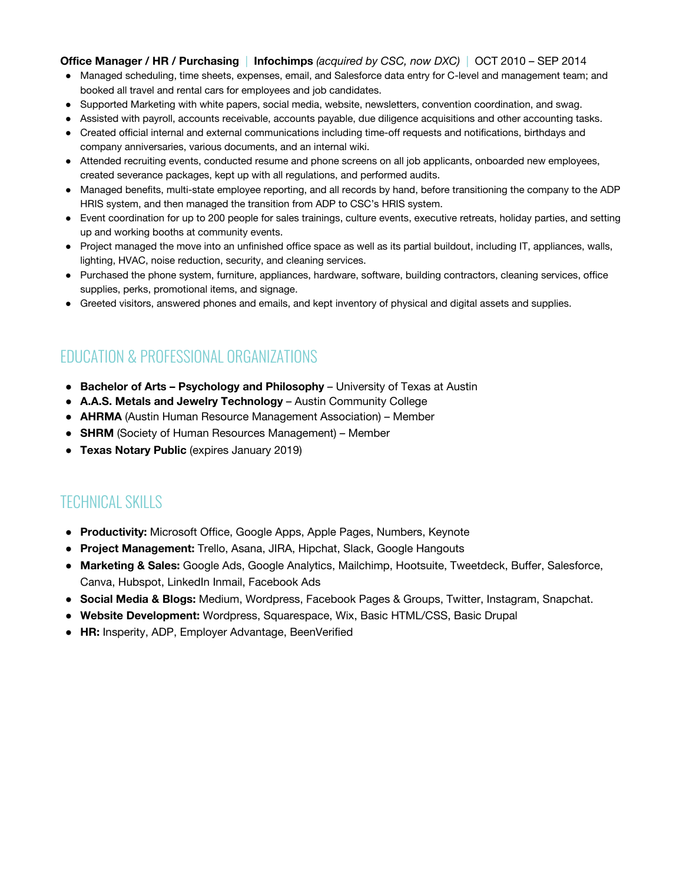**Office Manager / HR / Purchasing** | **Infochimps** *(acquired by CSC, now DXC)* | OCT 2010 – SEP 2014

- Managed scheduling, time sheets, expenses, email, and Salesforce data entry for C-level and management team; and booked all travel and rental cars for employees and job candidates.
- Supported Marketing with white papers, social media, website, newsletters, convention coordination, and swag.
- Assisted with payroll, accounts receivable, accounts payable, due diligence acquisitions and other accounting tasks.
- Created official internal and external communications including time-off requests and notifications, birthdays and company anniversaries, various documents, and an internal wiki.
- Attended recruiting events, conducted resume and phone screens on all job applicants, onboarded new employees, created severance packages, kept up with all regulations, and performed audits.
- Managed benefits, multi-state employee reporting, and all records by hand, before transitioning the company to the ADP HRIS system, and then managed the transition from ADP to CSC's HRIS system.
- Event coordination for up to 200 people for sales trainings, culture events, executive retreats, holiday parties, and setting up and working booths at community events.
- Project managed the move into an unfinished office space as well as its partial buildout, including IT, appliances, walls, lighting, HVAC, noise reduction, security, and cleaning services.
- Purchased the phone system, furniture, appliances, hardware, software, building contractors, cleaning services, office supplies, perks, promotional items, and signage.
- Greeted visitors, answered phones and emails, and kept inventory of physical and digital assets and supplies.

## EDUCATION & PROFESSIONAL ORGANIZATIONS

- **Bachelor of Arts – Psychology and Philosophy** – University of Texas at Austin
- **A.A.S. Metals and Jewelry Technology** – Austin Community College
- **AHRMA** (Austin Human Resource Management Association) – Member
- **SHRM** (Society of Human Resources Management) – Member
- **Texas Notary Public** (expires January 2019)

## TECHNICAL SKILLS

- **Productivity:** Microsoft Office, Google Apps, Apple Pages, Numbers, Keynote
- **Project Management:** Trello, Asana, JIRA, Hipchat, Slack, Google Hangouts
- **Marketing & Sales:** Google Ads, Google Analytics, Mailchimp, Hootsuite, Tweetdeck, Buffer, Salesforce, Canva, Hubspot, LinkedIn Inmail, Facebook Ads
- **Social Media & Blogs:** Medium, Wordpress, Facebook Pages & Groups, Twitter, Instagram, Snapchat.
- **Website Development:** Wordpress, Squarespace, Wix, Basic HTML/CSS, Basic Drupal
- **HR:** Insperity, ADP, Employer Advantage, BeenVerified